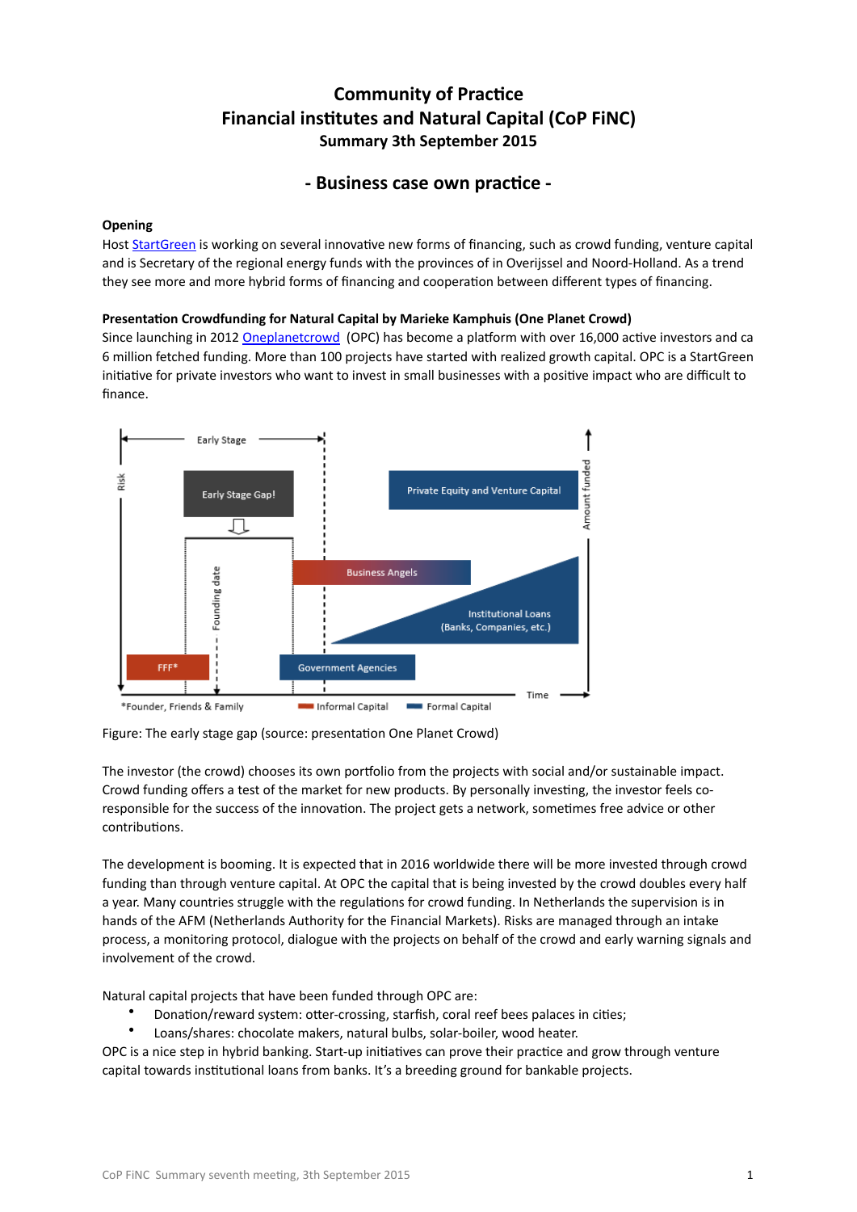# Community of Practice
# Financial institutes and Natural Capital (CoP FiNC)
### Summary 3th September 2015

## - Business case own practice -

**Opening**

Host StartGreen is working on several innovative new forms of financing, such as crowd funding, venture capital and is Secretary of the regional energy funds with the provinces of in Overijssel and Noord-Holland. As a trend they see more and more hybrid forms of financing and cooperation between different types of financing.

**Presentation Crowdfunding for Natural Capital by Marieke Kamphuis (One Planet Crowd)**

Since launching in 2012 Oneplanetcrowd (OPC) has become a platform with over 16,000 active investors and ca 6 million fetched funding. More than 100 projects have started with realized growth capital. OPC is a StartGreen initiative for private investors who want to invest in small businesses with a positive impact who are difficult to finance.

Figure: The early stage gap (source: presentation One Planet Crowd)

The investor (the crowd) chooses its own portfolio from the projects with social and/or sustainable impact. Crowd funding offers a test of the market for new products. By personally investing, the investor feels co-responsible for the success of the innovation. The project gets a network, sometimes free advice or other contributions.

The development is booming. It is expected that in 2016 worldwide there will be more invested through crowd funding than through venture capital. At OPC the capital that is being invested by the crowd doubles every half a year. Many countries struggle with the regulations for crowd funding. In Netherlands the supervision is in hands of the AFM (Netherlands Authority for the Financial Markets). Risks are managed through an intake process, a monitoring protocol, dialogue with the projects on behalf of the crowd and early warning signals and involvement of the crowd.

Natural capital projects that have been funded through OPC are:

- Donation/reward system: otter-crossing, starfish, coral reef bees palaces in cities;
- Loans/shares: chocolate makers, natural bulbs, solar-boiler, wood heater.

OPC is a nice step in hybrid banking. Start-up initiatives can prove their practice and grow through venture capital towards institutional loans from banks. It's a breeding ground for bankable projects.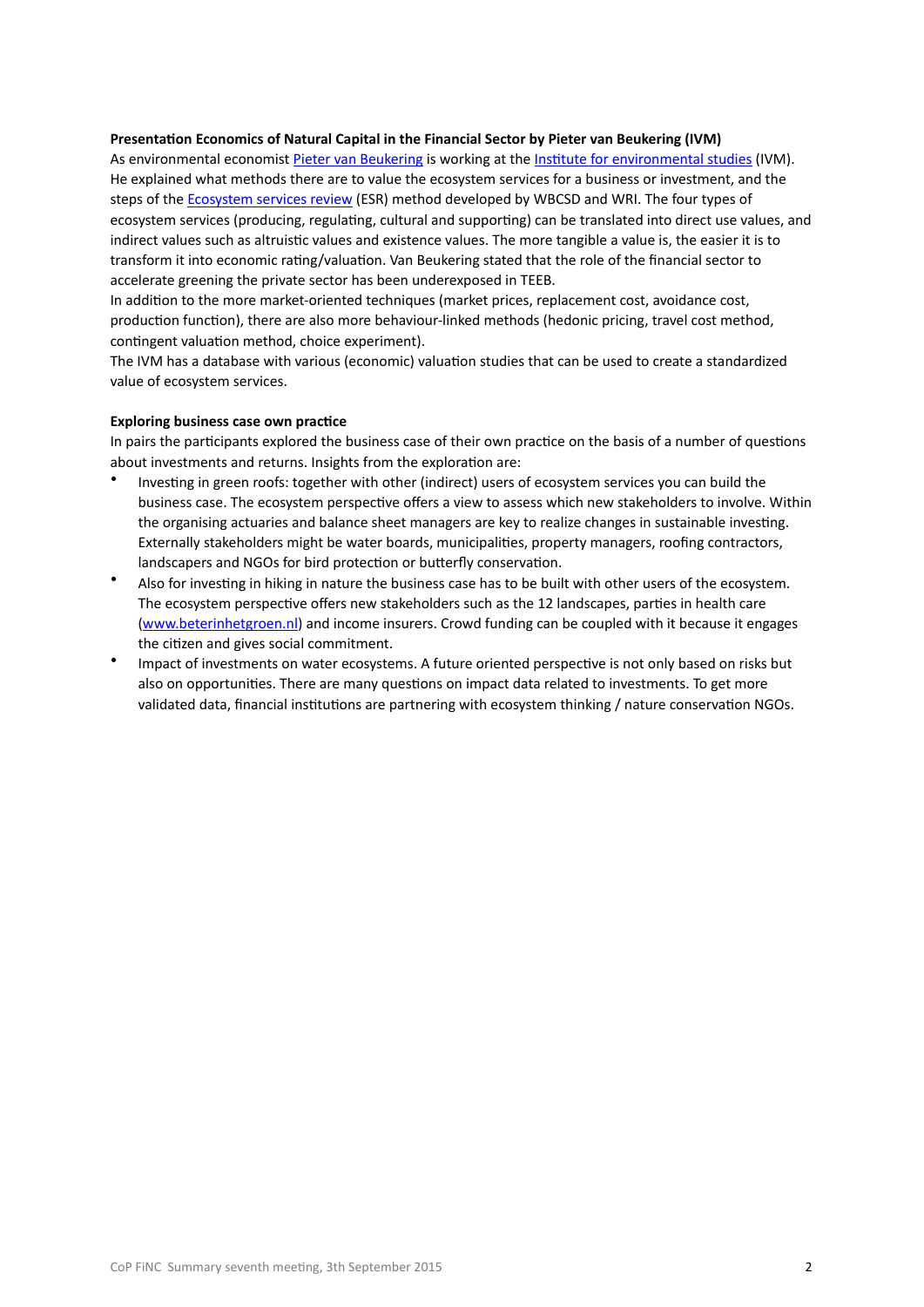**Presentation Economics of Natural Capital in the Financial Sector by Pieter van Beukering (IVM)**

As environmental economist Pieter van Beukering is working at the Institute for environmental studies (IVM). He explained what methods there are to value the ecosystem services for a business or investment, and the steps of the Ecosystem services review (ESR) method developed by WBCSD and WRI. The four types of ecosystem services (producing, regulating, cultural and supporting) can be translated into direct use values, and indirect values such as altruistic values and existence values. The more tangible a value is, the easier it is to transform it into economic rating/valuation. Van Beukering stated that the role of the financial sector to accelerate greening the private sector has been underexposed in TEEB.

In addition to the more market-oriented techniques (market prices, replacement cost, avoidance cost, production function), there are also more behaviour-linked methods (hedonic pricing, travel cost method, contingent valuation method, choice experiment).

The IVM has a database with various (economic) valuation studies that can be used to create a standardized value of ecosystem services.

**Exploring business case own practice**

In pairs the participants explored the business case of their own practice on the basis of a number of questions about investments and returns. Insights from the exploration are:

- Investing in green roofs: together with other (indirect) users of ecosystem services you can build the business case. The ecosystem perspective offers a view to assess which new stakeholders to involve. Within the organising actuaries and balance sheet managers are key to realize changes in sustainable investing. Externally stakeholders might be water boards, municipalities, property managers, roofing contractors, landscapers and NGOs for bird protection or butterfly conservation.
- Also for investing in hiking in nature the business case has to be built with other users of the ecosystem. The ecosystem perspective offers new stakeholders such as the 12 landscapes, parties in health care (www.beterinhetgroen.nl) and income insurers. Crowd funding can be coupled with it because it engages the citizen and gives social commitment.
- Impact of investments on water ecosystems. A future oriented perspective is not only based on risks but also on opportunities. There are many questions on impact data related to investments. To get more validated data, financial institutions are partnering with ecosystem thinking / nature conservation NGOs.